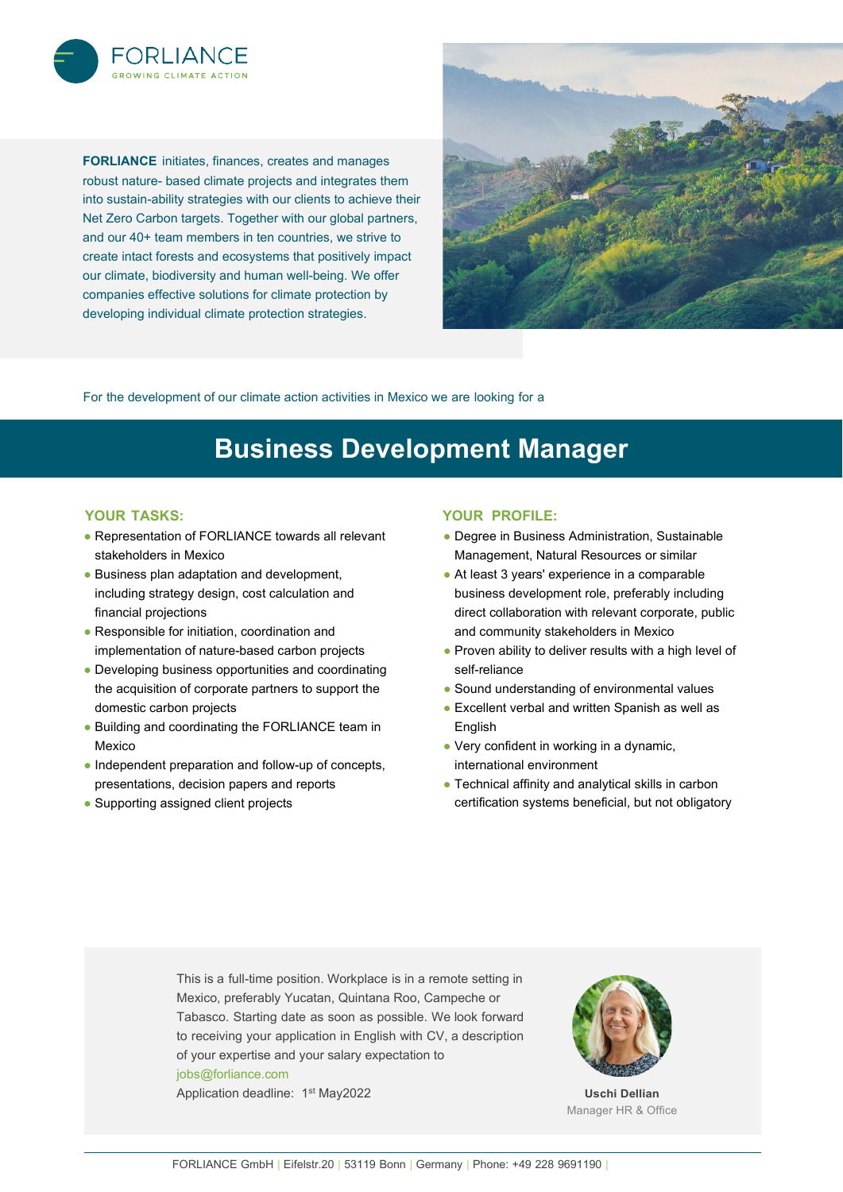**FORLIANCE**
GROWING CLIMATE ACTION

**FORLIANCE** initiates, finances, creates and manages robust nature- based climate projects and integrates them into sustain-ability strategies with our clients to achieve their Net Zero Carbon targets. Together with our global partners, and our 40+ team members in ten countries, we strive to create intact forests and ecosystems that positively impact our climate, biodiversity and human well-being. We offer companies effective solutions for climate protection by developing individual climate protection strategies.

For the development of our climate action activities in Mexico we are looking for a

# Business Development Manager

## YOUR TASKS:

- Representation of FORLIANCE towards all relevant stakeholders in Mexico
- Business plan adaptation and development, including strategy design, cost calculation and financial projections
- Responsible for initiation, coordination and implementation of nature-based carbon projects
- Developing business opportunities and coordinating the acquisition of corporate partners to support the domestic carbon projects
- Building and coordinating the FORLIANCE team in Mexico
- Independent preparation and follow-up of concepts, presentations, decision papers and reports
- Supporting assigned client projects

## YOUR PROFILE:

- Degree in Business Administration, Sustainable Management, Natural Resources or similar
- At least 3 years' experience in a comparable business development role, preferably including direct collaboration with relevant corporate, public and community stakeholders in Mexico
- Proven ability to deliver results with a high level of self-reliance
- Sound understanding of environmental values
- Excellent verbal and written Spanish as well as English
- Very confident in working in a dynamic, international environment
- Technical affinity and analytical skills in carbon certification systems beneficial, but not obligatory

This is a full-time position. Workplace is in a remote setting in Mexico, preferably Yucatan, Quintana Roo, Campeche or Tabasco. Starting date as soon as possible. We look forward to receiving your application in English with CV, a description of your expertise and your salary expectation to jobs@forliance.com

Application deadline: 1st May2022

**Uschi Dellian**
Manager HR & Office

FORLIANCE GmbH | Eifelstr.20 | 53119 Bonn | Germany | Phone: +49 228 9691190 |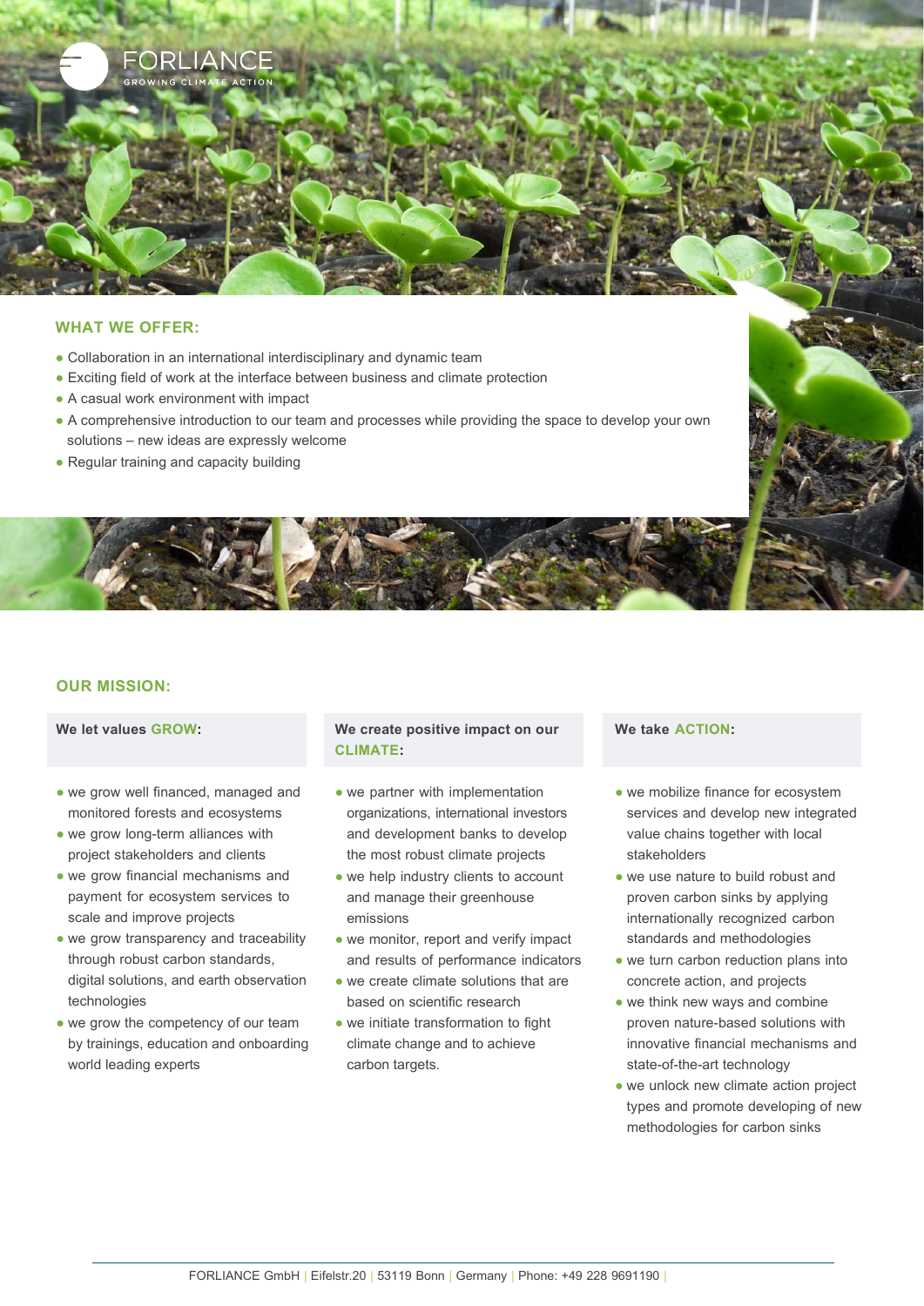FORLIANCE
GROWING CLIMATE ACTION

## WHAT WE OFFER:

- Collaboration in an international interdisciplinary and dynamic team
- Exciting field of work at the interface between business and climate protection
- A casual work environment with impact
- A comprehensive introduction to our team and processes while providing the space to develop your own solutions – new ideas are expressly welcome
- Regular training and capacity building

## OUR MISSION:

### We let values GROW:

- we grow well financed, managed and monitored forests and ecosystems
- we grow long-term alliances with project stakeholders and clients
- we grow financial mechanisms and payment for ecosystem services to scale and improve projects
- we grow transparency and traceability through robust carbon standards, digital solutions, and earth observation technologies
- we grow the competency of our team by trainings, education and onboarding world leading experts

### We create positive impact on our CLIMATE:

- we partner with implementation organizations, international investors and development banks to develop the most robust climate projects
- we help industry clients to account and manage their greenhouse emissions
- we monitor, report and verify impact and results of performance indicators
- we create climate solutions that are based on scientific research
- we initiate transformation to fight climate change and to achieve carbon targets.

### We take ACTION:

- we mobilize finance for ecosystem services and develop new integrated value chains together with local stakeholders
- we use nature to build robust and proven carbon sinks by applying internationally recognized carbon standards and methodologies
- we turn carbon reduction plans into concrete action, and projects
- we think new ways and combine proven nature-based solutions with innovative financial mechanisms and state-of-the-art technology
- we unlock new climate action project types and promote developing of new methodologies for carbon sinks

FORLIANCE GmbH | Eifelstr.20 | 53119 Bonn | Germany | Phone: +49 228 9691190 |